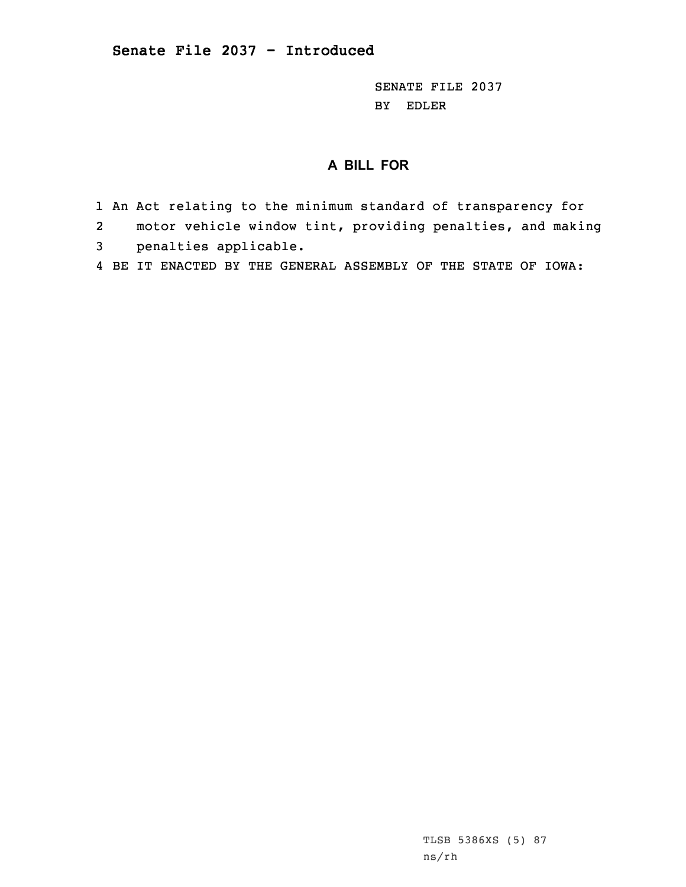# Senate File 2037 - Introduced

SENATE FILE 2037
BY EDLER

## A BILL FOR

1 An Act relating to the minimum standard of transparency for
2 motor vehicle window tint, providing penalties, and making
3 penalties applicable.
4 BE IT ENACTED BY THE GENERAL ASSEMBLY OF THE STATE OF IOWA:

TLSB 5386XS (5) 87
ns/rh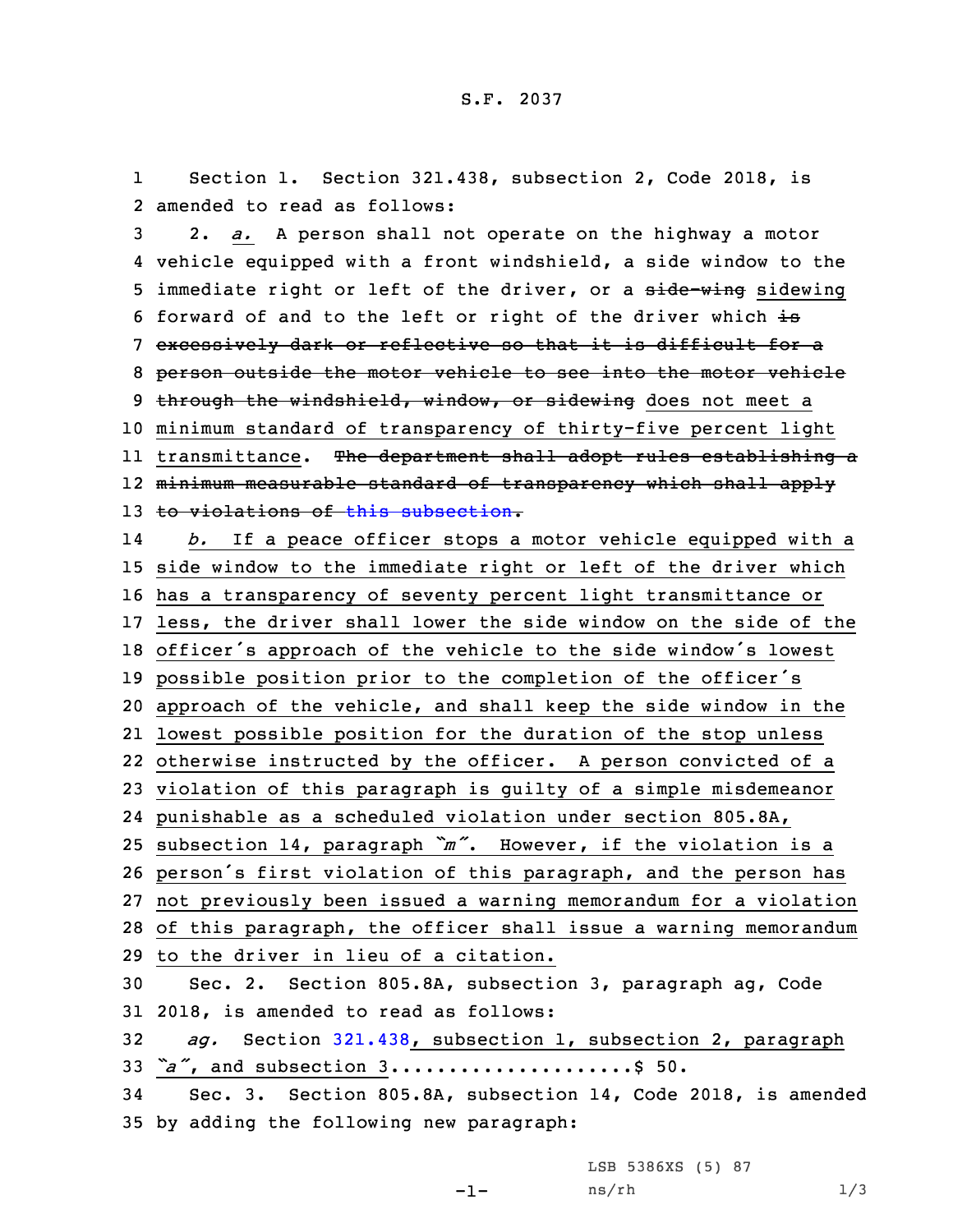S.F. 2037

Section 1. Section 321.438, subsection 2, Code 2018, is amended to read as follows:

2. *a.* A person shall not operate on the highway a motor vehicle equipped with a front windshield, a side window to the immediate right or left of the driver, or a ~~side-wing~~ sidewing forward of and to the left or right of the driver which ~~is excessively dark or reflective so that it is difficult for a person outside the motor vehicle to see into the motor vehicle through the windshield, window, or sidewing~~ does not meet a minimum standard of transparency of thirty-five percent light transmittance. ~~The department shall adopt rules establishing a minimum measurable standard of transparency which shall apply to violations of this subsection.~~

*b.* If a peace officer stops a motor vehicle equipped with a side window to the immediate right or left of the driver which has a transparency of seventy percent light transmittance or less, the driver shall lower the side window on the side of the officer's approach of the vehicle to the side window's lowest possible position prior to the completion of the officer's approach of the vehicle, and shall keep the side window in the lowest possible position for the duration of the stop unless otherwise instructed by the officer. A person convicted of a violation of this paragraph is guilty of a simple misdemeanor punishable as a scheduled violation under section 805.8A, subsection 14, paragraph *"m"*. However, if the violation is a person's first violation of this paragraph, and the person has not previously been issued a warning memorandum for a violation of this paragraph, the officer shall issue a warning memorandum to the driver in lieu of a citation.

Sec. 2. Section 805.8A, subsection 3, paragraph ag, Code 2018, is amended to read as follows:

*ag.* Section 321.438, subsection 1, subsection 2, paragraph *"a"*, and subsection 3....................$ 50.

Sec. 3. Section 805.8A, subsection 14, Code 2018, is amended by adding the following new paragraph: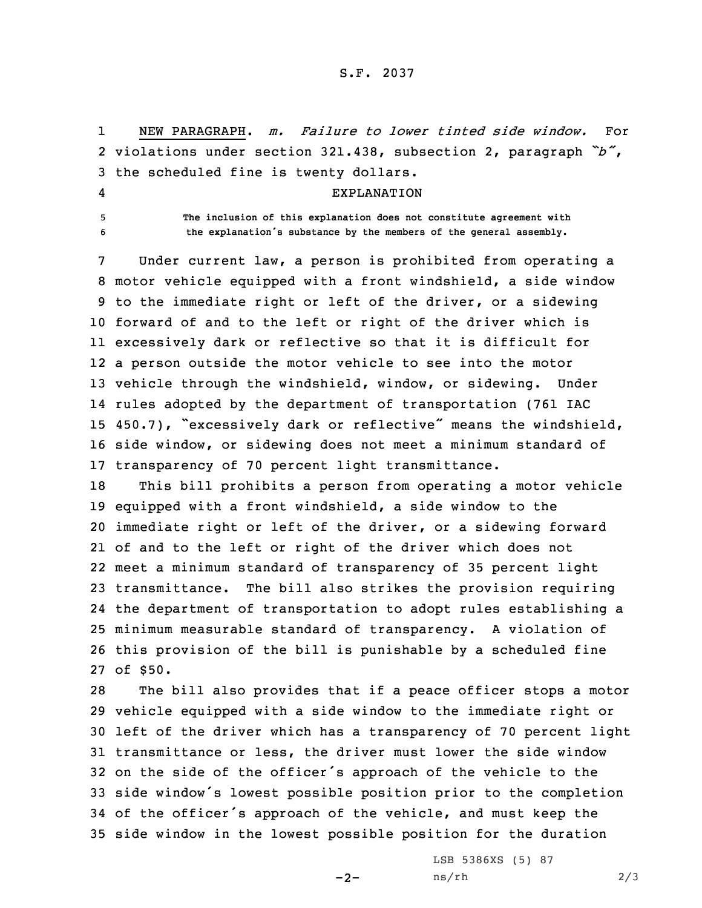NEW PARAGRAPH. *m. Failure to lower tinted side window.* For violations under section 321.438, subsection 2, paragraph *"b"*, the scheduled fine is twenty dollars.

EXPLANATION

The inclusion of this explanation does not constitute agreement with the explanation's substance by the members of the general assembly.

Under current law, a person is prohibited from operating a motor vehicle equipped with a front windshield, a side window to the immediate right or left of the driver, or a sidewing forward of and to the left or right of the driver which is excessively dark or reflective so that it is difficult for a person outside the motor vehicle to see into the motor vehicle through the windshield, window, or sidewing. Under rules adopted by the department of transportation (761 IAC 450.7), "excessively dark or reflective" means the windshield, side window, or sidewing does not meet a minimum standard of transparency of 70 percent light transmittance.

This bill prohibits a person from operating a motor vehicle equipped with a front windshield, a side window to the immediate right or left of the driver, or a sidewing forward of and to the left or right of the driver which does not meet a minimum standard of transparency of 35 percent light transmittance. The bill also strikes the provision requiring the department of transportation to adopt rules establishing a minimum measurable standard of transparency. A violation of this provision of the bill is punishable by a scheduled fine of $50.

The bill also provides that if a peace officer stops a motor vehicle equipped with a side window to the immediate right or left of the driver which has a transparency of 70 percent light transmittance or less, the driver must lower the side window on the side of the officer's approach of the vehicle to the side window's lowest possible position prior to the completion of the officer's approach of the vehicle, and must keep the side window in the lowest possible position for the duration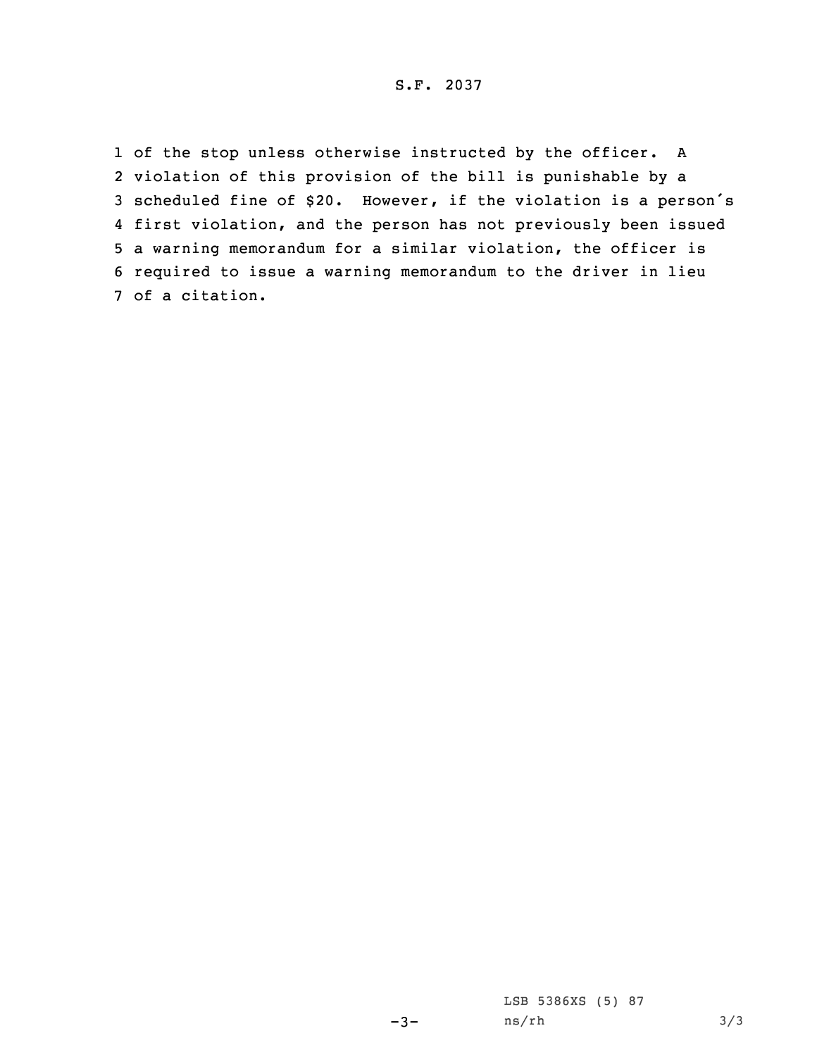of the stop unless otherwise instructed by the officer. A violation of this provision of the bill is punishable by a scheduled fine of $20. However, if the violation is a person's first violation, and the person has not previously been issued a warning memorandum for a similar violation, the officer is required to issue a warning memorandum to the driver in lieu of a citation.